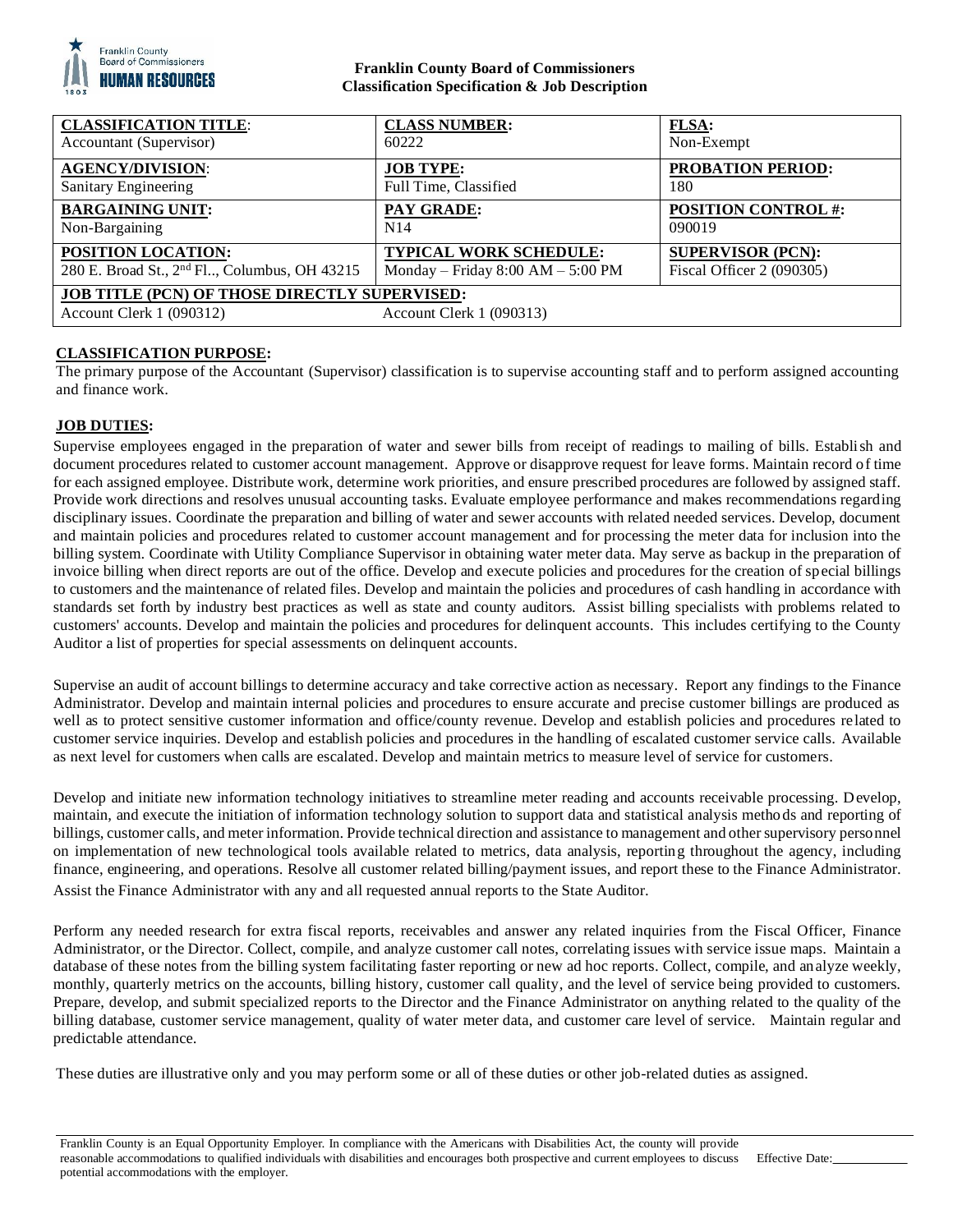**Franklin County Board of Commissioners**
**Classification Specification & Job Description**

| **CLASSIFICATION TITLE**: | **CLASS NUMBER:** | **FLSA:** |
|---|---|---|
| Accountant (Supervisor) | 60222 | Non-Exempt |
| **AGENCY/DIVISION**: | **JOB TYPE:** | **PROBATION PERIOD:** |
| Sanitary Engineering | Full Time, Classified | 180 |
| **BARGAINING UNIT:** | **PAY GRADE:** | **POSITION CONTROL #:** |
| Non-Bargaining | N14 | 090019 |
| **POSITION LOCATION:** | **TYPICAL WORK SCHEDULE:** | **SUPERVISOR (PCN):** |
| 280 E. Broad St., 2nd Fl.., Columbus, OH 43215 | Monday – Friday 8:00 AM – 5:00 PM | Fiscal Officer 2 (090305) |
| **JOB TITLE (PCN) OF THOSE DIRECTLY SUPERVISED:** | | |
| Account Clerk 1 (090312) | Account Clerk 1 (090313) | |

## CLASSIFICATION PURPOSE:

The primary purpose of the Accountant (Supervisor) classification is to supervise accounting staff and to perform assigned accounting and finance work.

## JOB DUTIES:

Supervise employees engaged in the preparation of water and sewer bills from receipt of readings to mailing of bills. Establish and document procedures related to customer account management. Approve or disapprove request for leave forms. Maintain record of time for each assigned employee. Distribute work, determine work priorities, and ensure prescribed procedures are followed by assigned staff. Provide work directions and resolves unusual accounting tasks. Evaluate employee performance and makes recommendations regarding disciplinary issues. Coordinate the preparation and billing of water and sewer accounts with related needed services. Develop, document and maintain policies and procedures related to customer account management and for processing the meter data for inclusion into the billing system. Coordinate with Utility Compliance Supervisor in obtaining water meter data. May serve as backup in the preparation of invoice billing when direct reports are out of the office. Develop and execute policies and procedures for the creation of special billings to customers and the maintenance of related files. Develop and maintain the policies and procedures of cash handling in accordance with standards set forth by industry best practices as well as state and county auditors. Assist billing specialists with problems related to customers' accounts. Develop and maintain the policies and procedures for delinquent accounts. This includes certifying to the County Auditor a list of properties for special assessments on delinquent accounts.

Supervise an audit of account billings to determine accuracy and take corrective action as necessary. Report any findings to the Finance Administrator. Develop and maintain internal policies and procedures to ensure accurate and precise customer billings are produced as well as to protect sensitive customer information and office/county revenue. Develop and establish policies and procedures related to customer service inquiries. Develop and establish policies and procedures in the handling of escalated customer service calls. Available as next level for customers when calls are escalated. Develop and maintain metrics to measure level of service for customers.

Develop and initiate new information technology initiatives to streamline meter reading and accounts receivable processing. Develop, maintain, and execute the initiation of information technology solution to support data and statistical analysis methods and reporting of billings, customer calls, and meter information. Provide technical direction and assistance to management and other supervisory personnel on implementation of new technological tools available related to metrics, data analysis, reporting throughout the agency, including finance, engineering, and operations. Resolve all customer related billing/payment issues, and report these to the Finance Administrator. Assist the Finance Administrator with any and all requested annual reports to the State Auditor.

Perform any needed research for extra fiscal reports, receivables and answer any related inquiries from the Fiscal Officer, Finance Administrator, or the Director. Collect, compile, and analyze customer call notes, correlating issues with service issue maps. Maintain a database of these notes from the billing system facilitating faster reporting or new ad hoc reports. Collect, compile, and analyze weekly, monthly, quarterly metrics on the accounts, billing history, customer call quality, and the level of service being provided to customers. Prepare, develop, and submit specialized reports to the Director and the Finance Administrator on anything related to the quality of the billing database, customer service management, quality of water meter data, and customer care level of service. Maintain regular and predictable attendance.

These duties are illustrative only and you may perform some or all of these duties or other job-related duties as assigned.

Franklin County is an Equal Opportunity Employer. In compliance with the Americans with Disabilities Act, the county will provide reasonable accommodations to qualified individuals with disabilities and encourages both prospective and current employees to discuss potential accommodations with the employer.

Effective Date:\_\_\_\_\_\_\_\_\_\_\_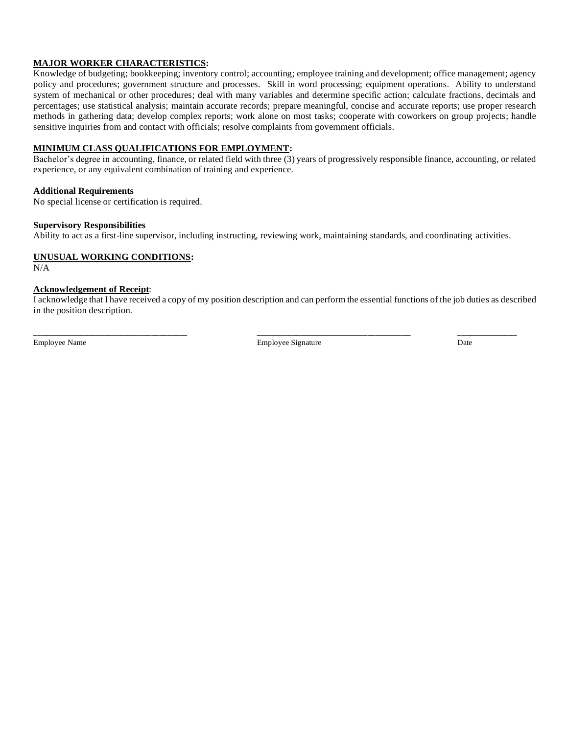**<u>MAJOR WORKER CHARACTERISTICS</u>:**
Knowledge of budgeting; bookkeeping; inventory control; accounting; employee training and development; office management; agency policy and procedures; government structure and processes. Skill in word processing; equipment operations. Ability to understand system of mechanical or other procedures; deal with many variables and determine specific action; calculate fractions, decimals and percentages; use statistical analysis; maintain accurate records; prepare meaningful, concise and accurate reports; use proper research methods in gathering data; develop complex reports; work alone on most tasks; cooperate with coworkers on group projects; handle sensitive inquiries from and contact with officials; resolve complaints from government officials.

**<u>MINIMUM CLASS QUALIFICATIONS FOR EMPLOYMENT</u>:**
Bachelor's degree in accounting, finance, or related field with three (3) years of progressively responsible finance, accounting, or related experience, or any equivalent combination of training and experience.

**Additional Requirements**
No special license or certification is required.

**Supervisory Responsibilities**
Ability to act as a first-line supervisor, including instructing, reviewing work, maintaining standards, and coordinating activities.

**<u>UNUSUAL WORKING CONDITIONS</u>:**
N/A

**<u>Acknowledgement of Receipt</u>**:
I acknowledge that I have received a copy of my position description and can perform the essential functions of the job duties as described in the position description.

| | | |
|---|---|---|
| ____________________________________ | ____________________________________ | ______________ |
| Employee Name | Employee Signature | Date |